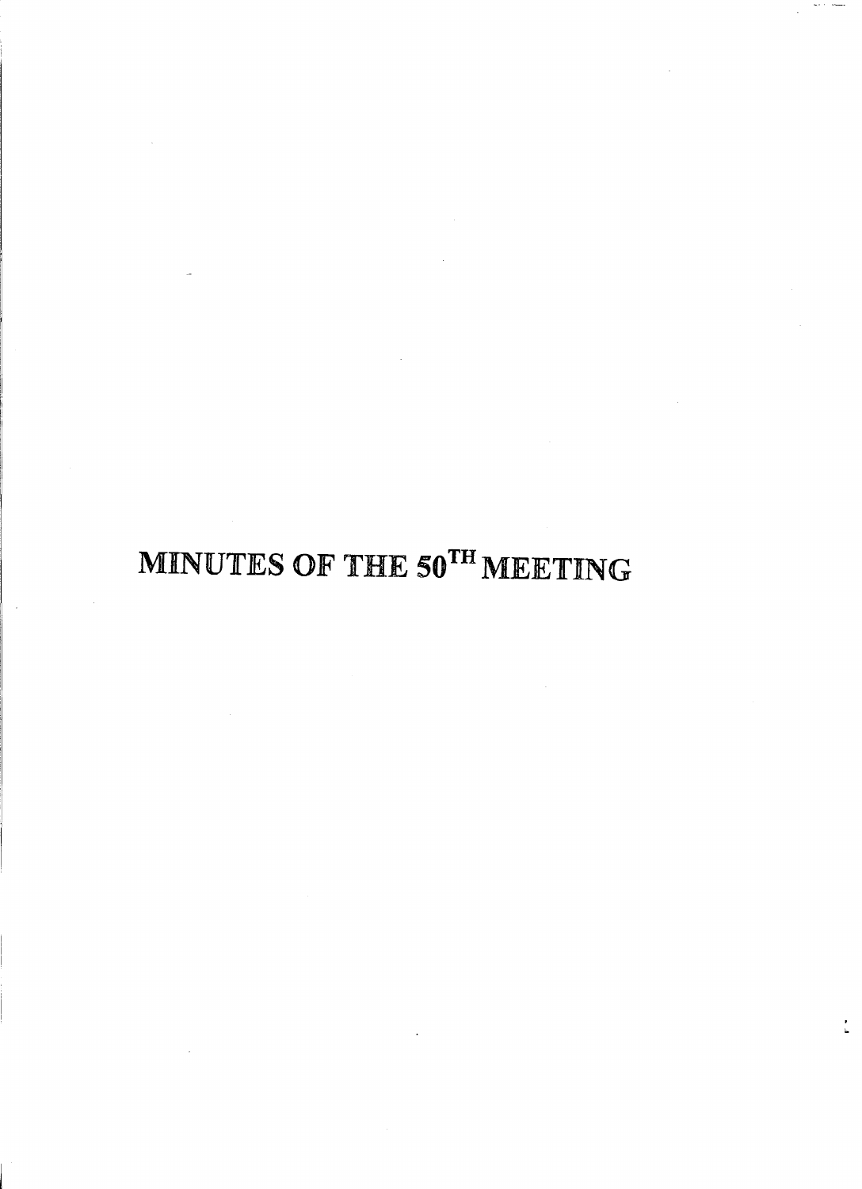# MINUTES OF THE 50$^{TH}$ MEETING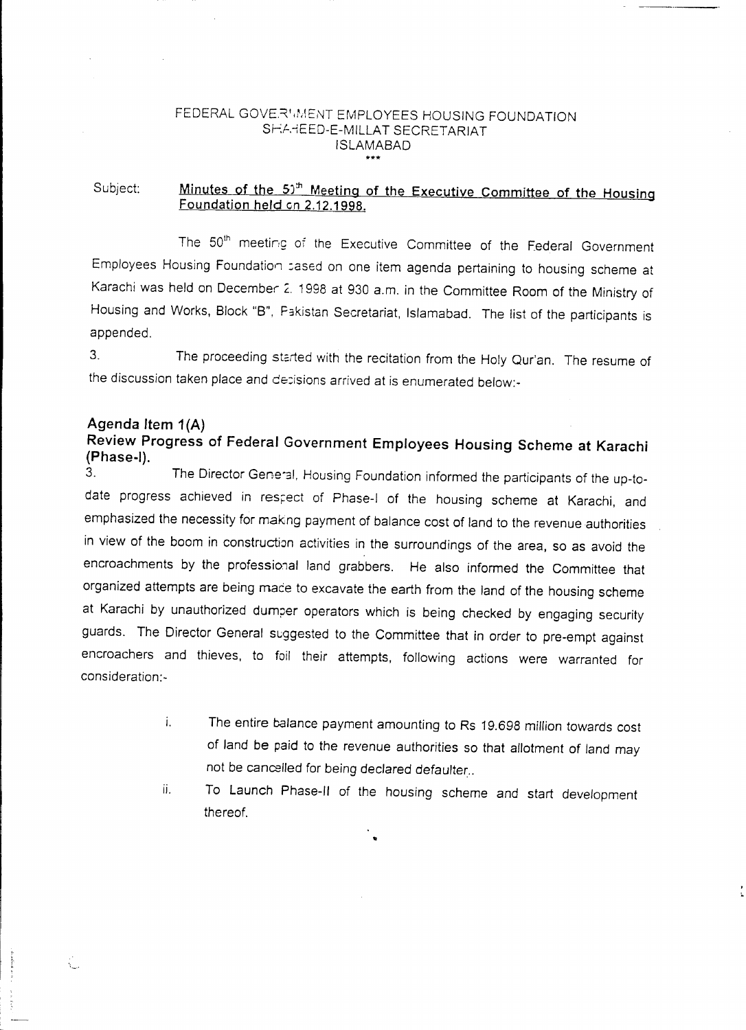FEDERAL GOVERNMENT EMPLOYEES HOUSING FOUNDATION
SHAHEED-E-MILLAT SECRETARIAT
ISLAMABAD
\*\*\*

Subject: **<u>Minutes of the 50th Meeting of the Executive Committee of the Housing Foundation held on 2.12.1998.</u>**

The 50th meeting of the Executive Committee of the Federal Government Employees Housing Foundation based on one item agenda pertaining to housing scheme at Karachi was held on December 2, 1998 at 930 a.m. in the Committee Room of the Ministry of Housing and Works, Block "B", Pakistan Secretariat, Islamabad. The list of the participants is appended.

3. The proceeding started with the recitation from the Holy Qur'an. The resume of the discussion taken place and decisions arrived at is enumerated below:-

### Agenda Item 1(A)

### Review Progress of Federal Government Employees Housing Scheme at Karachi (Phase-I).

3. The Director General, Housing Foundation informed the participants of the up-to-date progress achieved in respect of Phase-I of the housing scheme at Karachi, and emphasized the necessity for making payment of balance cost of land to the revenue authorities in view of the boom in construction activities in the surroundings of the area, so as avoid the encroachments by the professional land grabbers. He also informed the Committee that organized attempts are being made to excavate the earth from the land of the housing scheme at Karachi by unauthorized dumper operators which is being checked by engaging security guards. The Director General suggested to the Committee that in order to pre-empt against encroachers and thieves, to foil their attempts, following actions were warranted for consideration:-

i. The entire balance payment amounting to Rs 19.698 million towards cost of land be paid to the revenue authorities so that allotment of land may not be cancelled for being declared defaulter..

ii. To Launch Phase-II of the housing scheme and start development thereof.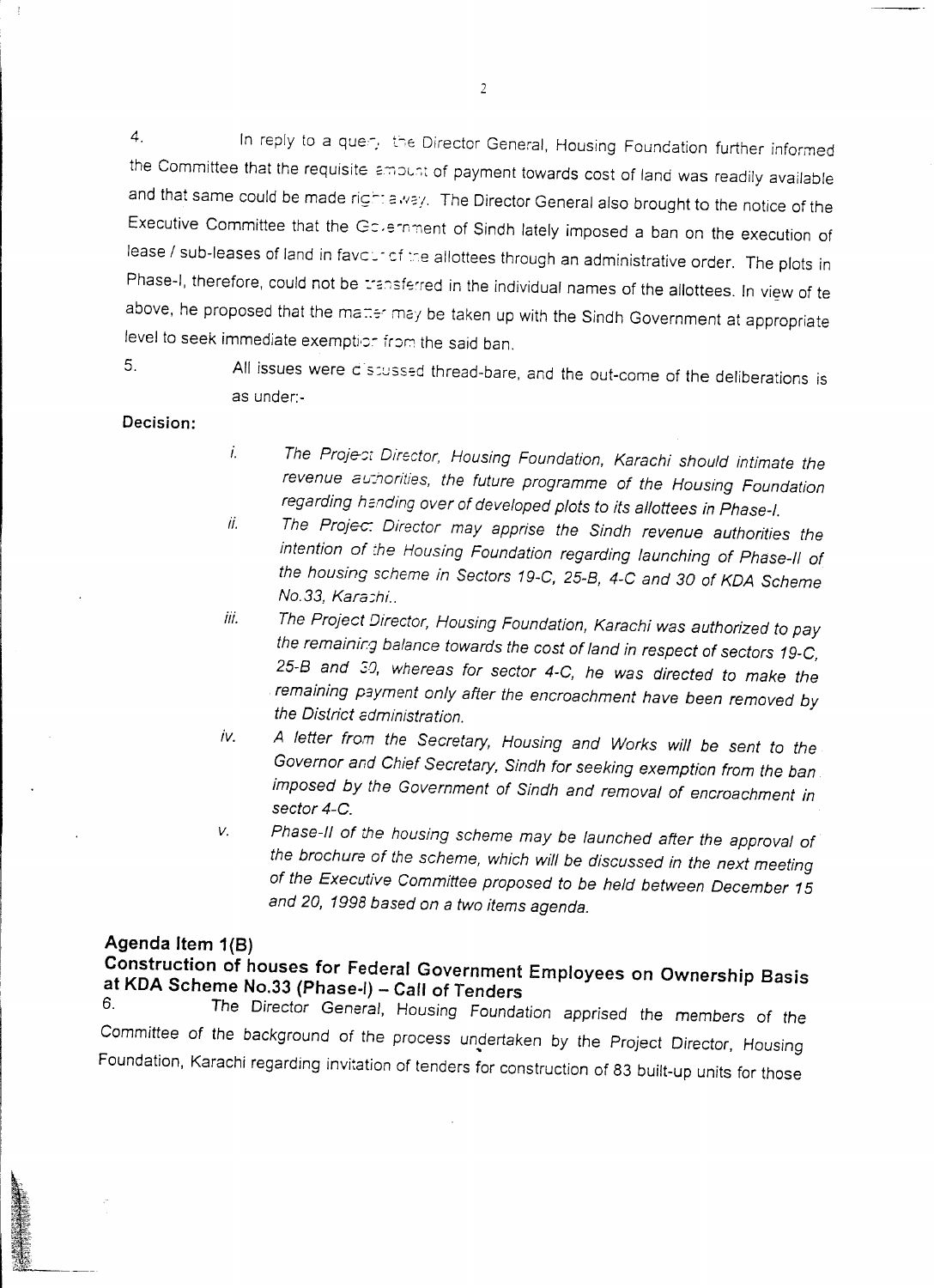4. In reply to a query the Director General, Housing Foundation further informed the Committee that the requisite amount of payment towards cost of land was readily available and that same could be made right away. The Director General also brought to the notice of the Executive Committee that the Government of Sindh lately imposed a ban on the execution of lease / sub-leases of land in favour of the allottees through an administrative order. The plots in Phase-I, therefore, could not be transferred in the individual names of the allottees. In view of te above, he proposed that the matter may be taken up with the Sindh Government at appropriate level to seek immediate exemption from the said ban.

5. All issues were discussed thread-bare, and the out-come of the deliberations is as under:-

**Decision:**

i. *The Project Director, Housing Foundation, Karachi should intimate the revenue authorities, the future programme of the Housing Foundation regarding handing over of developed plots to its allottees in Phase-I.*

ii. *The Project Director may apprise the Sindh revenue authorities the intention of the Housing Foundation regarding launching of Phase-II of the housing scheme in Sectors 19-C, 25-B, 4-C and 30 of KDA Scheme No.33, Karachi..*

iii. *The Project Director, Housing Foundation, Karachi was authorized to pay the remaining balance towards the cost of land in respect of sectors 19-C, 25-B and 30, whereas for sector 4-C, he was directed to make the remaining payment only after the encroachment have been removed by the District administration.*

iv. *A letter from the Secretary, Housing and Works will be sent to the Governor and Chief Secretary, Sindh for seeking exemption from the ban imposed by the Government of Sindh and removal of encroachment in sector 4-C.*

v. *Phase-II of the housing scheme may be launched after the approval of the brochure of the scheme, which will be discussed in the next meeting of the Executive Committee proposed to be held between December 15 and 20, 1998 based on a two items agenda.*

## Agenda Item 1(B)

## Construction of houses for Federal Government Employees on Ownership Basis at KDA Scheme No.33 (Phase-I) – Call of Tenders

6. The Director General, Housing Foundation apprised the members of the Committee of the background of the process undertaken by the Project Director, Housing Foundation, Karachi regarding invitation of tenders for construction of 83 built-up units for those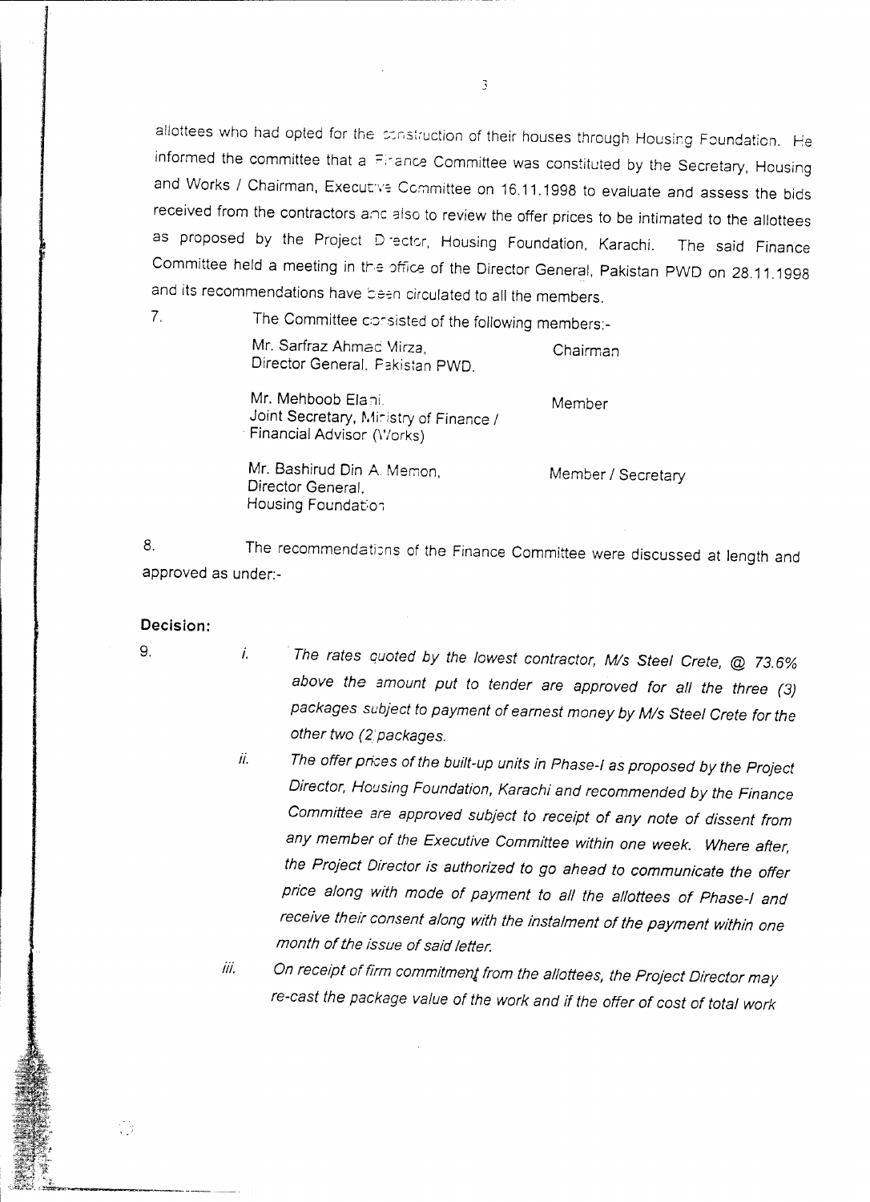allottees who had opted for the construction of their houses through Housing Foundation. He informed the committee that a Finance Committee was constituted by the Secretary, Housing and Works / Chairman, Executive Committee on 16.11.1998 to evaluate and assess the bids received from the contractors and also to review the offer prices to be intimated to the allottees as proposed by the Project Director, Housing Foundation, Karachi. The said Finance Committee held a meeting in the office of the Director General, Pakistan PWD on 28.11.1998 and its recommendations have been circulated to all the members.

7. The Committee consisted of the following members:-

| | |
|---|---|
| Mr. Sarfraz Ahmad Mirza, Director General, Pakistan PWD. | Chairman |
| Mr. Mehboob Elahi, Joint Secretary, Ministry of Finance / Financial Advisor (Works) | Member |
| Mr. Bashirud Din A. Memon, Director General, Housing Foundation | Member / Secretary |

8. The recommendations of the Finance Committee were discussed at length and approved as under:-

**Decision:**

9.

i. *The rates quoted by the lowest contractor, M/s Steel Crete, @ 73.6% above the amount put to tender are approved for all the three (3) packages subject to payment of earnest money by M/s Steel Crete for the other two (2) packages.*

ii. *The offer prices of the built-up units in Phase-I as proposed by the Project Director, Housing Foundation, Karachi and recommended by the Finance Committee are approved subject to receipt of any note of dissent from any member of the Executive Committee within one week. Where after, the Project Director is authorized to go ahead to communicate the offer price along with mode of payment to all the allottees of Phase-I and receive their consent along with the instalment of the payment within one month of the issue of said letter.*

iii. *On receipt of firm commitment from the allottees, the Project Director may re-cast the package value of the work and if the offer of cost of total work*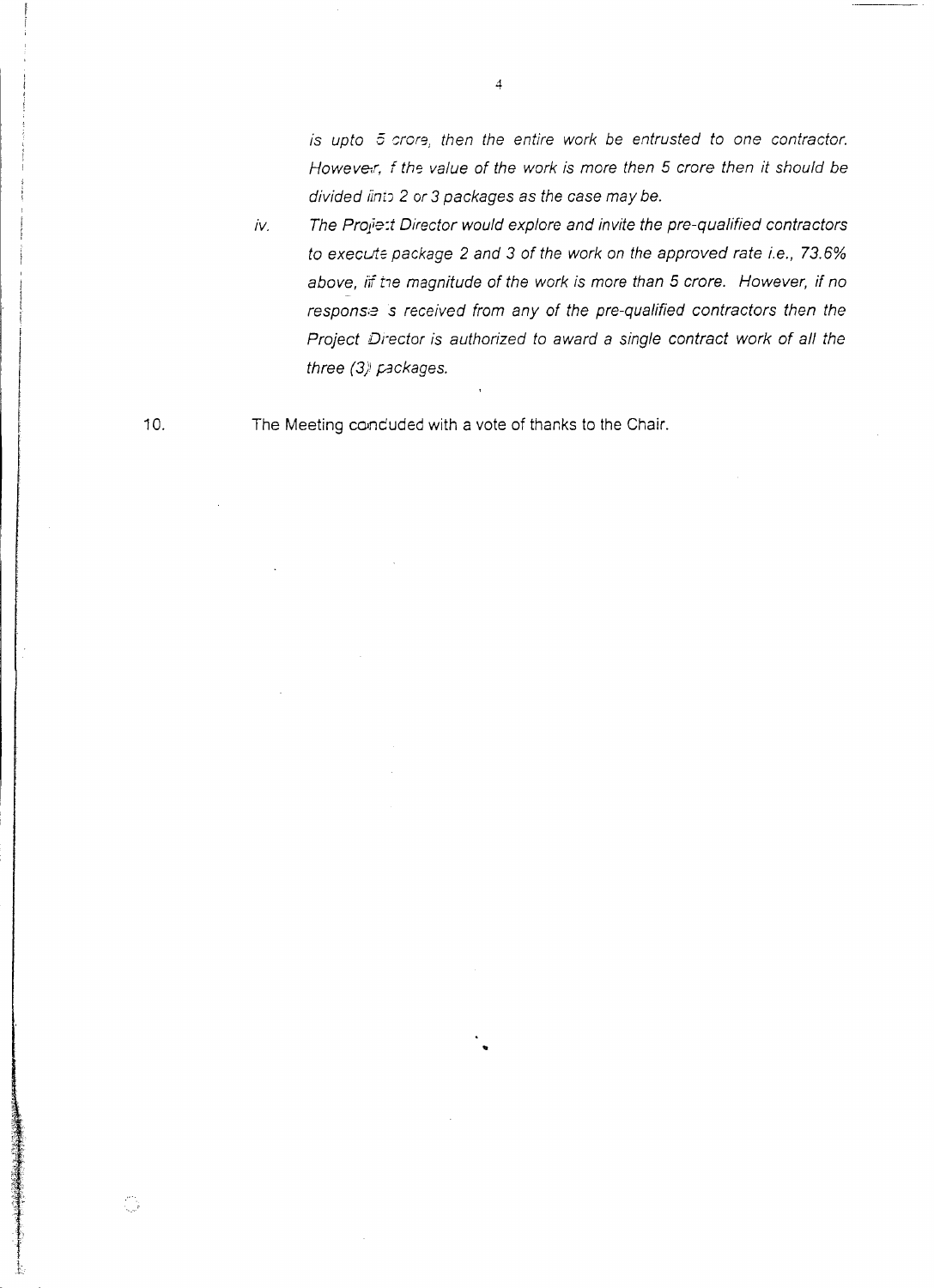*is upto 5 crore, then the entire work be entrusted to one contractor. However, if the value of the work is more then 5 crore then it should be divided into 2 or 3 packages as the case may be.*

iv. *The Project Director would explore and invite the pre-qualified contractors to execute package 2 and 3 of the work on the approved rate i.e., 73.6% above, if the magnitude of the work is more than 5 crore. However, if no response is received from any of the pre-qualified contractors then the Project Director is authorized to award a single contract work of all the three (3) packages.*

10. The Meeting concluded with a vote of thanks to the Chair.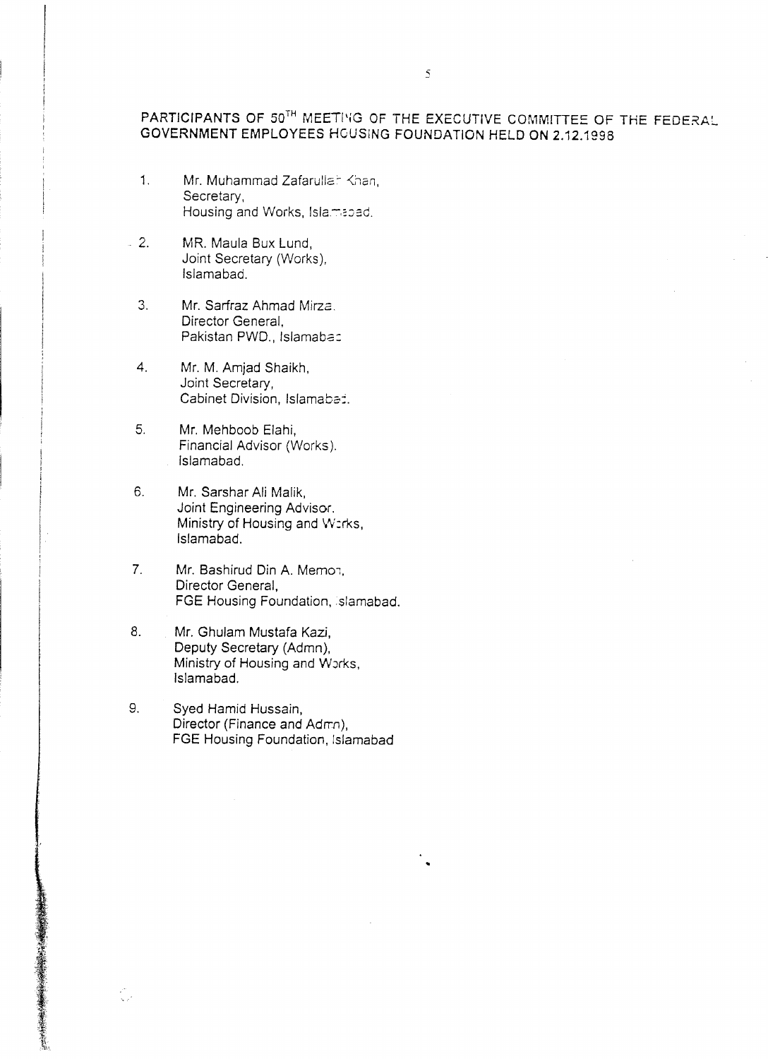PARTICIPANTS OF 50TH MEETING OF THE EXECUTIVE COMMITTEE OF THE FEDERAL GOVERNMENT EMPLOYEES HOUSING FOUNDATION HELD ON 2.12.1998

1. Mr. Muhammad Zafarullah Khan,
   Secretary,
   Housing and Works, Islamabad.

2. MR. Maula Bux Lund,
   Joint Secretary (Works),
   Islamabad.

3. Mr. Sarfraz Ahmad Mirza.
   Director General,
   Pakistan PWD., Islamabad

4. Mr. M. Amjad Shaikh,
   Joint Secretary,
   Cabinet Division, Islamabad.

5. Mr. Mehboob Elahi,
   Financial Advisor (Works).
   Islamabad.

6. Mr. Sarshar Ali Malik,
   Joint Engineering Advisor.
   Ministry of Housing and Works,
   Islamabad.

7. Mr. Bashirud Din A. Memon,
   Director General,
   FGE Housing Foundation, Islamabad.

8. Mr. Ghulam Mustafa Kazi,
   Deputy Secretary (Admn),
   Ministry of Housing and Works,
   Islamabad.

9. Syed Hamid Hussain,
   Director (Finance and Admn),
   FGE Housing Foundation, Islamabad